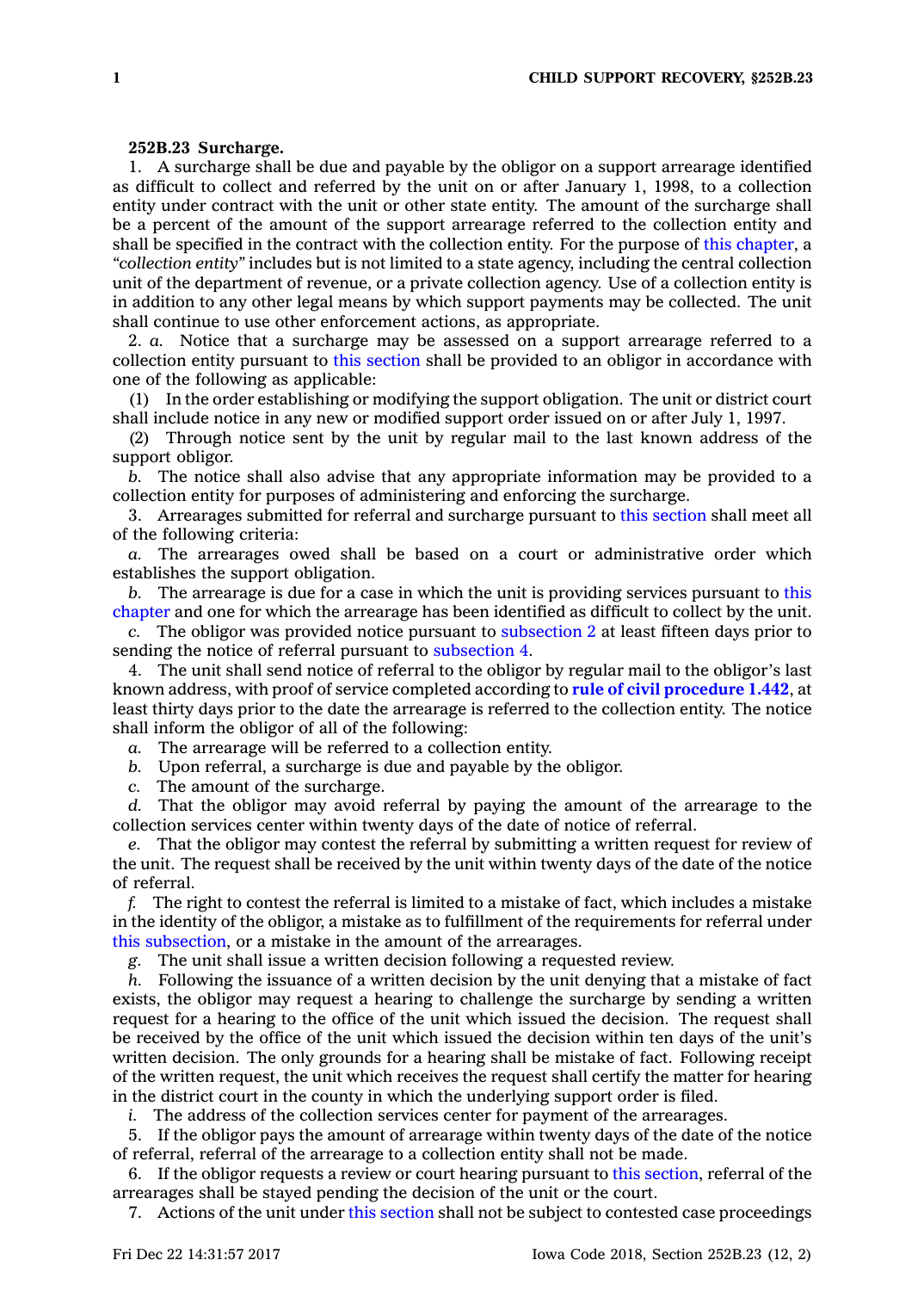**252B.23 Surcharge.**

1. A surcharge shall be due and payable by the obligor on a support arrearage identified as difficult to collect and referred by the unit on or after January 1, 1998, to a collection entity under contract with the unit or other state entity. The amount of the surcharge shall be a percent of the amount of the support arrearage referred to the collection entity and shall be specified in the contract with the collection entity. For the purpose of this chapter, a *"collection entity"* includes but is not limited to a state agency, including the central collection unit of the department of revenue, or a private collection agency. Use of a collection entity is in addition to any other legal means by which support payments may be collected. The unit shall continue to use other enforcement actions, as appropriate.

2. *a.* Notice that a surcharge may be assessed on a support arrearage referred to a collection entity pursuant to this section shall be provided to an obligor in accordance with one of the following as applicable:

(1) In the order establishing or modifying the support obligation. The unit or district court shall include notice in any new or modified support order issued on or after July 1, 1997.

(2) Through notice sent by the unit by regular mail to the last known address of the support obligor.

*b.* The notice shall also advise that any appropriate information may be provided to a collection entity for purposes of administering and enforcing the surcharge.

3. Arrearages submitted for referral and surcharge pursuant to this section shall meet all of the following criteria:

*a.* The arrearages owed shall be based on a court or administrative order which establishes the support obligation.

*b.* The arrearage is due for a case in which the unit is providing services pursuant to this chapter and one for which the arrearage has been identified as difficult to collect by the unit.

*c.* The obligor was provided notice pursuant to subsection 2 at least fifteen days prior to sending the notice of referral pursuant to subsection 4.

4. The unit shall send notice of referral to the obligor by regular mail to the obligor's last known address, with proof of service completed according to **rule of civil procedure 1.442**, at least thirty days prior to the date the arrearage is referred to the collection entity. The notice shall inform the obligor of all of the following:

*a.* The arrearage will be referred to a collection entity.

*b.* Upon referral, a surcharge is due and payable by the obligor.

*c.* The amount of the surcharge.

*d.* That the obligor may avoid referral by paying the amount of the arrearage to the collection services center within twenty days of the date of notice of referral.

*e.* That the obligor may contest the referral by submitting a written request for review of the unit. The request shall be received by the unit within twenty days of the date of the notice of referral.

*f.* The right to contest the referral is limited to a mistake of fact, which includes a mistake in the identity of the obligor, a mistake as to fulfillment of the requirements for referral under this subsection, or a mistake in the amount of the arrearages.

*g.* The unit shall issue a written decision following a requested review.

*h.* Following the issuance of a written decision by the unit denying that a mistake of fact exists, the obligor may request a hearing to challenge the surcharge by sending a written request for a hearing to the office of the unit which issued the decision. The request shall be received by the office of the unit which issued the decision within ten days of the unit's written decision. The only grounds for a hearing shall be mistake of fact. Following receipt of the written request, the unit which receives the request shall certify the matter for hearing in the district court in the county in which the underlying support order is filed.

*i.* The address of the collection services center for payment of the arrearages.

5. If the obligor pays the amount of arrearage within twenty days of the date of the notice of referral, referral of the arrearage to a collection entity shall not be made.

6. If the obligor requests a review or court hearing pursuant to this section, referral of the arrearages shall be stayed pending the decision of the unit or the court.

7. Actions of the unit under this section shall not be subject to contested case proceedings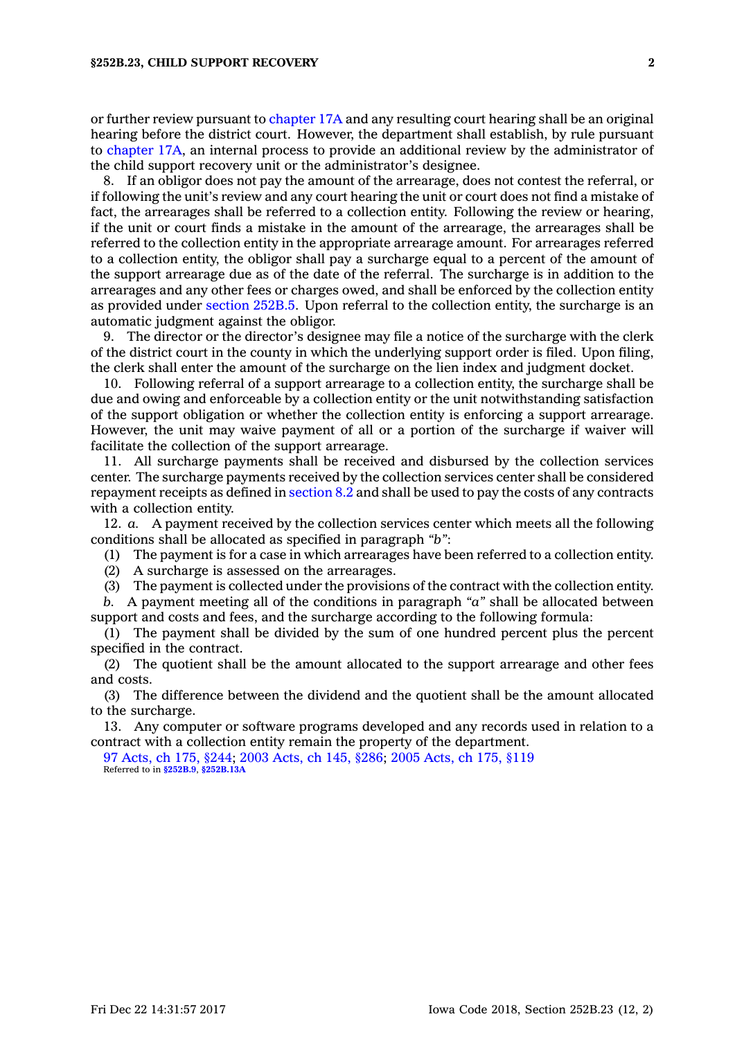or further review pursuant to chapter 17A and any resulting court hearing shall be an original hearing before the district court. However, the department shall establish, by rule pursuant to chapter 17A, an internal process to provide an additional review by the administrator of the child support recovery unit or the administrator's designee.

8. If an obligor does not pay the amount of the arrearage, does not contest the referral, or if following the unit's review and any court hearing the unit or court does not find a mistake of fact, the arrearages shall be referred to a collection entity. Following the review or hearing, if the unit or court finds a mistake in the amount of the arrearage, the arrearages shall be referred to the collection entity in the appropriate arrearage amount. For arrearages referred to a collection entity, the obligor shall pay a surcharge equal to a percent of the amount of the support arrearage due as of the date of the referral. The surcharge is in addition to the arrearages and any other fees or charges owed, and shall be enforced by the collection entity as provided under section 252B.5. Upon referral to the collection entity, the surcharge is an automatic judgment against the obligor.

9. The director or the director's designee may file a notice of the surcharge with the clerk of the district court in the county in which the underlying support order is filed. Upon filing, the clerk shall enter the amount of the surcharge on the lien index and judgment docket.

10. Following referral of a support arrearage to a collection entity, the surcharge shall be due and owing and enforceable by a collection entity or the unit notwithstanding satisfaction of the support obligation or whether the collection entity is enforcing a support arrearage. However, the unit may waive payment of all or a portion of the surcharge if waiver will facilitate the collection of the support arrearage.

11. All surcharge payments shall be received and disbursed by the collection services center. The surcharge payments received by the collection services center shall be considered repayment receipts as defined in section 8.2 and shall be used to pay the costs of any contracts with a collection entity.

12. *a.* A payment received by the collection services center which meets all the following conditions shall be allocated as specified in paragraph *"b"*:

(1) The payment is for a case in which arrearages have been referred to a collection entity.

(2) A surcharge is assessed on the arrearages.

(3) The payment is collected under the provisions of the contract with the collection entity.

*b.* A payment meeting all of the conditions in paragraph *"a"* shall be allocated between support and costs and fees, and the surcharge according to the following formula:

(1) The payment shall be divided by the sum of one hundred percent plus the percent specified in the contract.

(2) The quotient shall be the amount allocated to the support arrearage and other fees and costs.

(3) The difference between the dividend and the quotient shall be the amount allocated to the surcharge.

13. Any computer or software programs developed and any records used in relation to a contract with a collection entity remain the property of the department.

97 Acts, ch 175, §244; 2003 Acts, ch 145, §286; 2005 Acts, ch 175, §119

Referred to in **§252B.9**, **§252B.13A**